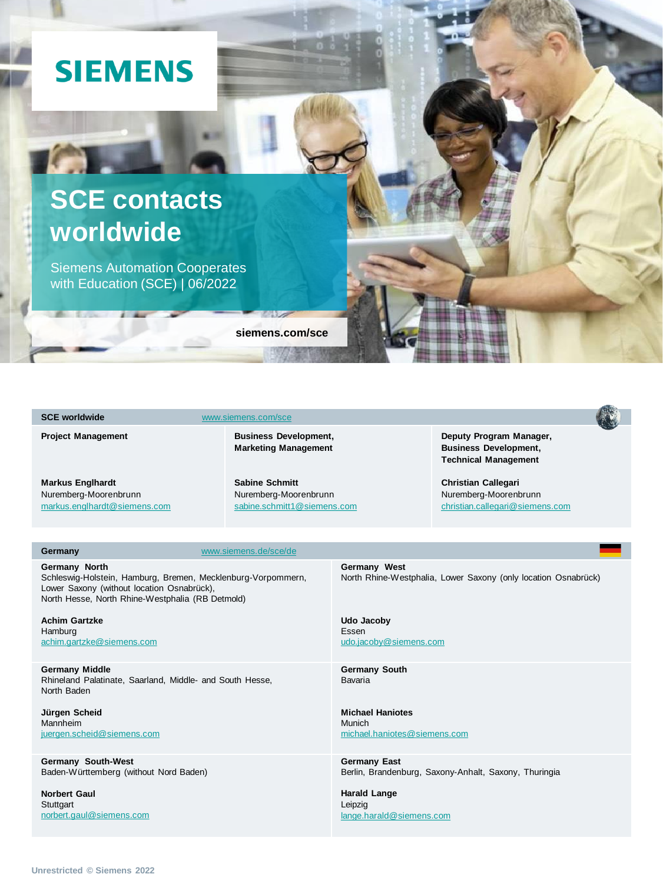SIEMENS

# SCE contacts worldwide

Siemens Automation Cooperates with Education (SCE) | 06/2022

siemens.com/sce

## SCE worldwide

www.siemens.com/sce

| Project Management | Business Development, Marketing Management | Deputy Program Manager, Business Development, Technical Management |
|---|---|---|
| **Markus Englhardt**<br>Nuremberg-Moorenbrunn<br>markus.englhardt@siemens.com | **Sabine Schmitt**<br>Nuremberg-Moorenbrunn<br>sabine.schmitt1@siemens.com | **Christian Callegari**<br>Nuremberg-Moorenbrunn<br>christian.callegari@siemens.com |

## Germany

www.siemens.de/sce/de

**Germany North**
Schleswig-Holstein, Hamburg, Bremen, Mecklenburg-Vorpommern, Lower Saxony (without location Osnabrück), North Hesse, North Rhine-Westphalia (RB Detmold)

**Achim Gartzke**
Hamburg
achim.gartzke@siemens.com

**Germany West**
North Rhine-Westphalia, Lower Saxony (only location Osnabrück)

**Udo Jacoby**
Essen
udo.jacoby@siemens.com

**Germany Middle**
Rhineland Palatinate, Saarland, Middle- and South Hesse, North Baden

**Jürgen Scheid**
Mannheim
juergen.scheid@siemens.com

**Germany South**
Bavaria

**Michael Haniotes**
Munich
michael.haniotes@siemens.com

**Germany South-West**
Baden-Württemberg (without Nord Baden)

**Norbert Gaul**
Stuttgart
norbert.gaul@siemens.com

**Germany East**
Berlin, Brandenburg, Saxony-Anhalt, Saxony, Thuringia

**Harald Lange**
Leipzig
lange.harald@siemens.com

Unrestricted © Siemens 2022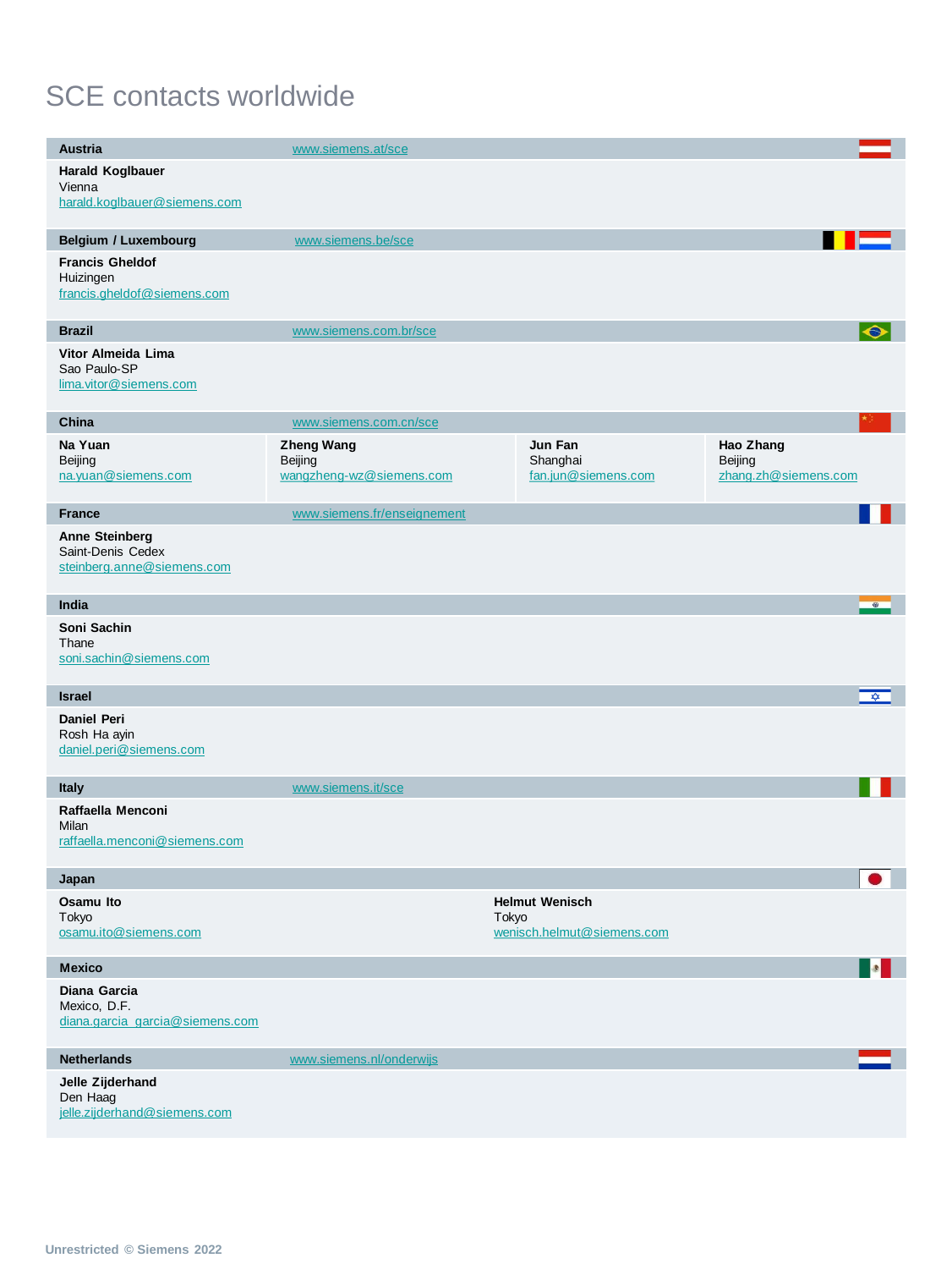# SCE contacts worldwide

## Austria

www.siemens.at/sce

**Harald Koglbauer**
Vienna
harald.koglbauer@siemens.com

## Belgium / Luxembourg

www.siemens.be/sce

**Francis Gheldof**
Huizingen
francis.gheldof@siemens.com

## Brazil

www.siemens.com.br/sce

**Vitor Almeida Lima**
Sao Paulo-SP
lima.vitor@siemens.com

## China

www.siemens.com.cn/sce

**Na Yuan**
Beijing
na.yuan@siemens.com

**Zheng Wang**
Beijing
wangzheng-wz@siemens.com

**Jun Fan**
Shanghai
fan.jun@siemens.com

**Hao Zhang**
Beijing
zhang.zh@siemens.com

## France

www.siemens.fr/enseignement

**Anne Steinberg**
Saint-Denis Cedex
steinberg.anne@siemens.com

## India

**Soni Sachin**
Thane
soni.sachin@siemens.com

## Israel

**Daniel Peri**
Rosh Ha ayin
daniel.peri@siemens.com

## Italy

www.siemens.it/sce

**Raffaella Menconi**
Milan
raffaella.menconi@siemens.com

## Japan

**Osamu Ito**
Tokyo
osamu.ito@siemens.com

**Helmut Wenisch**
Tokyo
wenisch.helmut@siemens.com

## Mexico

**Diana Garcia**
Mexico, D.F.
diana.garcia_garcia@siemens.com

## Netherlands

www.siemens.nl/onderwijs

**Jelle Zijderhand**
Den Haag
jelle.zijderhand@siemens.com

Unrestricted © Siemens 2022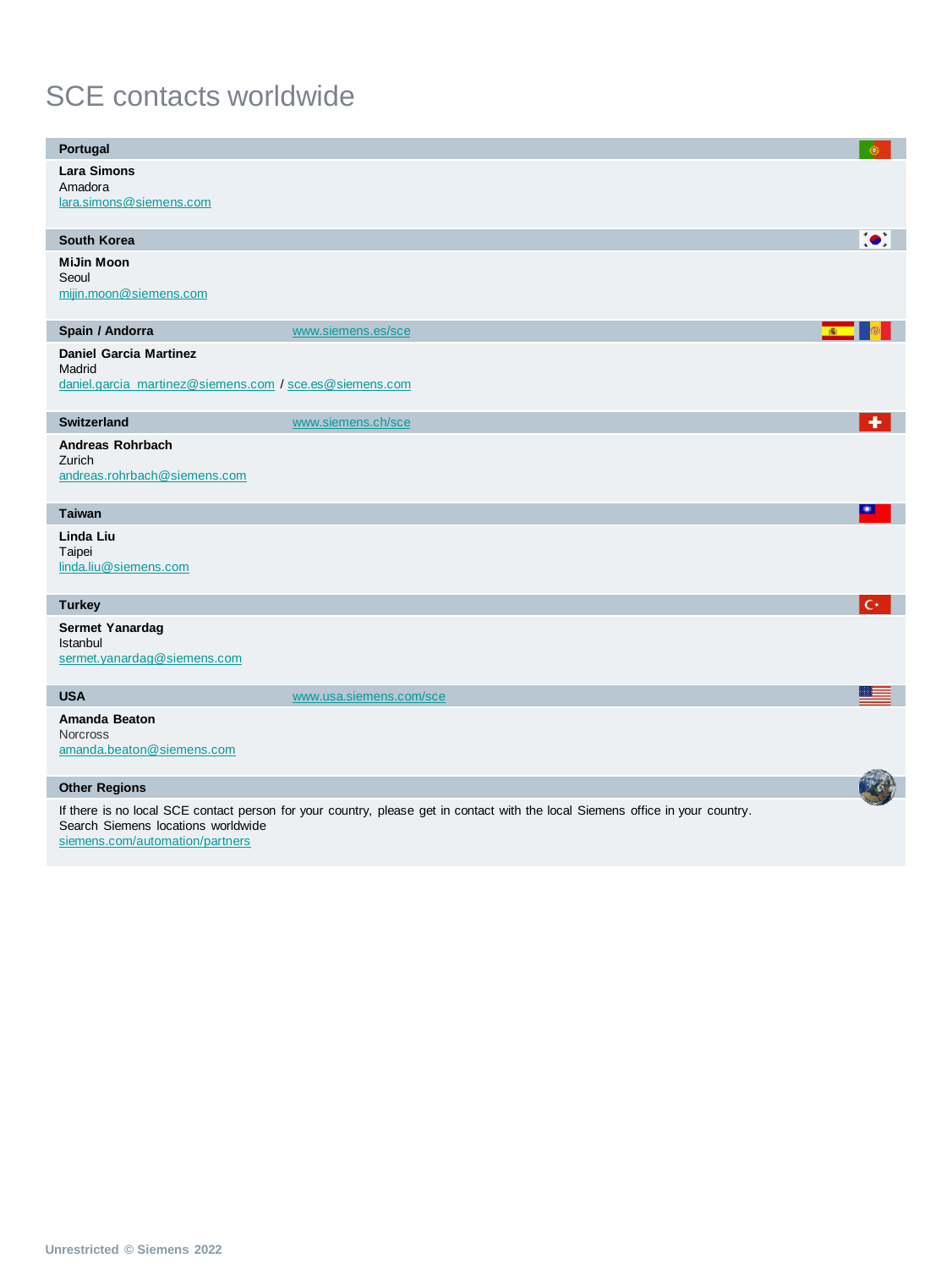# SCE contacts worldwide

## Portugal

**Lara Simons**
Amadora
lara.simons@siemens.com

## South Korea

**MiJin Moon**
Seoul
mijin.moon@siemens.com

## Spain / Andorra

www.siemens.es/sce

**Daniel Garcia Martinez**
Madrid
daniel.garcia_martinez@siemens.com / sce.es@siemens.com

## Switzerland

www.siemens.ch/sce

**Andreas Rohrbach**
Zurich
andreas.rohrbach@siemens.com

## Taiwan

**Linda Liu**
Taipei
linda.liu@siemens.com

## Turkey

**Sermet Yanardag**
Istanbul
sermet.yanardag@siemens.com

## USA

www.usa.siemens.com/sce

**Amanda Beaton**
Norcross
amanda.beaton@siemens.com

## Other Regions

If there is no local SCE contact person for your country, please get in contact with the local Siemens office in your country.
Search Siemens locations worldwide
siemens.com/automation/partners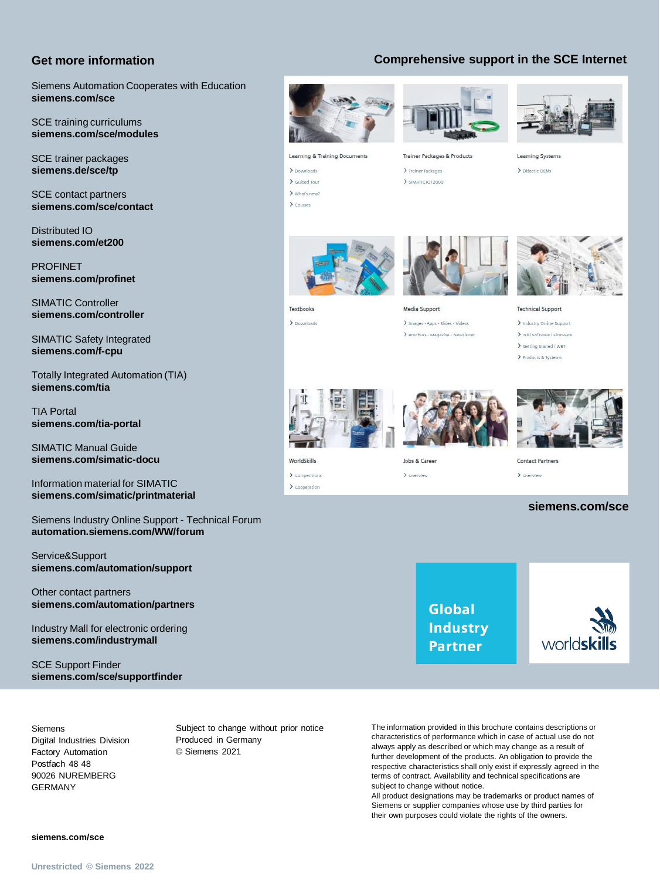## Get more information

Siemens Automation Cooperates with Education
**siemens.com/sce**

SCE training curriculums
**siemens.com/sce/modules**

SCE trainer packages
**siemens.de/sce/tp**

SCE contact partners
**siemens.com/sce/contact**

Distributed IO
**siemens.com/et200**

PROFINET
**siemens.com/profinet**

SIMATIC Controller
**siemens.com/controller**

SIMATIC Safety Integrated
**siemens.com/f-cpu**

Totally Integrated Automation (TIA)
**siemens.com/tia**

TIA Portal
**siemens.com/tia-portal**

SIMATIC Manual Guide
**siemens.com/simatic-docu**

Information material for SIMATIC
**siemens.com/simatic/printmaterial**

Siemens Industry Online Support - Technical Forum
**automation.siemens.com/WW/forum**

Service&Support
**siemens.com/automation/support**

Other contact partners
**siemens.com/automation/partners**

Industry Mall for electronic ordering
**siemens.com/industrymall**

SCE Support Finder
**siemens.com/sce/supportfinder**

## Comprehensive support in the SCE Internet

Learning & Training Documents
- Downloads
- Guided Tour
- What's new?
- Courses

Trainer Packages & Products
- Trainer Packages
- SIMATICIOT2000

Learning Systems
- Didactic OEMs

Textbooks
- Downloads

Media Support
- Images - Apps - Slides - Videos
- Brochure - Magazine - Newsletter

Technical Support
- Industry Online Support
- Trial Software / Firmware
- Getting Started / WBT
- Products & Systems

WorldSkills
- Competitions
- Cooperation

Jobs & Career
- Overview

Contact Partners
- Overview

**siemens.com/sce**

Global Industry Partner

worldskills

Siemens
Digital Industries Division
Factory Automation
Postfach 48 48
90026 NUREMBERG
GERMANY

Subject to change without prior notice
Produced in Germany
© Siemens 2021

The information provided in this brochure contains descriptions or characteristics of performance which in case of actual use do not always apply as described or which may change as a result of further development of the products. An obligation to provide the respective characteristics shall only exist if expressly agreed in the terms of contract. Availability and technical specifications are subject to change without notice.
All product designations may be trademarks or product names of Siemens or supplier companies whose use by third parties for their own purposes could violate the rights of the owners.

**siemens.com/sce**

Unrestricted © Siemens 2022